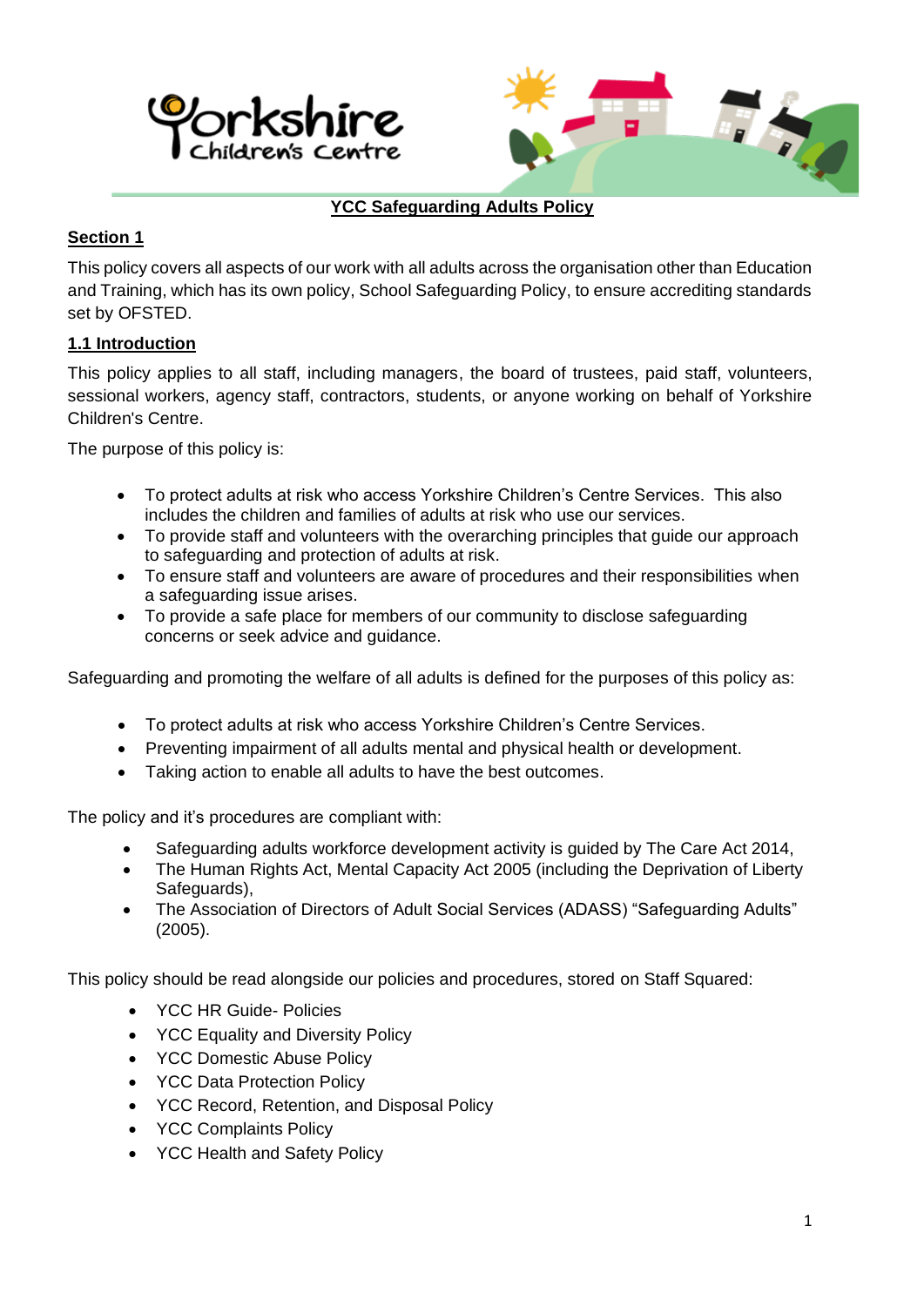# YCC Safeguarding Adults Policy

## Section 1

This policy covers all aspects of our work with all adults across the organisation other than Education and Training, which has its own policy, School Safeguarding Policy, to ensure accrediting standards set by OFSTED.

### 1.1 Introduction

This policy applies to all staff, including managers, the board of trustees, paid staff, volunteers, sessional workers, agency staff, contractors, students, or anyone working on behalf of Yorkshire Children's Centre.

The purpose of this policy is:

- To protect adults at risk who access Yorkshire Children's Centre Services. This also includes the children and families of adults at risk who use our services.
- To provide staff and volunteers with the overarching principles that guide our approach to safeguarding and protection of adults at risk.
- To ensure staff and volunteers are aware of procedures and their responsibilities when a safeguarding issue arises.
- To provide a safe place for members of our community to disclose safeguarding concerns or seek advice and guidance.

Safeguarding and promoting the welfare of all adults is defined for the purposes of this policy as:

- To protect adults at risk who access Yorkshire Children's Centre Services.
- Preventing impairment of all adults mental and physical health or development.
- Taking action to enable all adults to have the best outcomes.

The policy and it's procedures are compliant with:

- Safeguarding adults workforce development activity is guided by The Care Act 2014,
- The Human Rights Act, Mental Capacity Act 2005 (including the Deprivation of Liberty Safeguards),
- The Association of Directors of Adult Social Services (ADASS) "Safeguarding Adults" (2005).

This policy should be read alongside our policies and procedures, stored on Staff Squared:

- YCC HR Guide- Policies
- YCC Equality and Diversity Policy
- YCC Domestic Abuse Policy
- YCC Data Protection Policy
- YCC Record, Retention, and Disposal Policy
- YCC Complaints Policy
- YCC Health and Safety Policy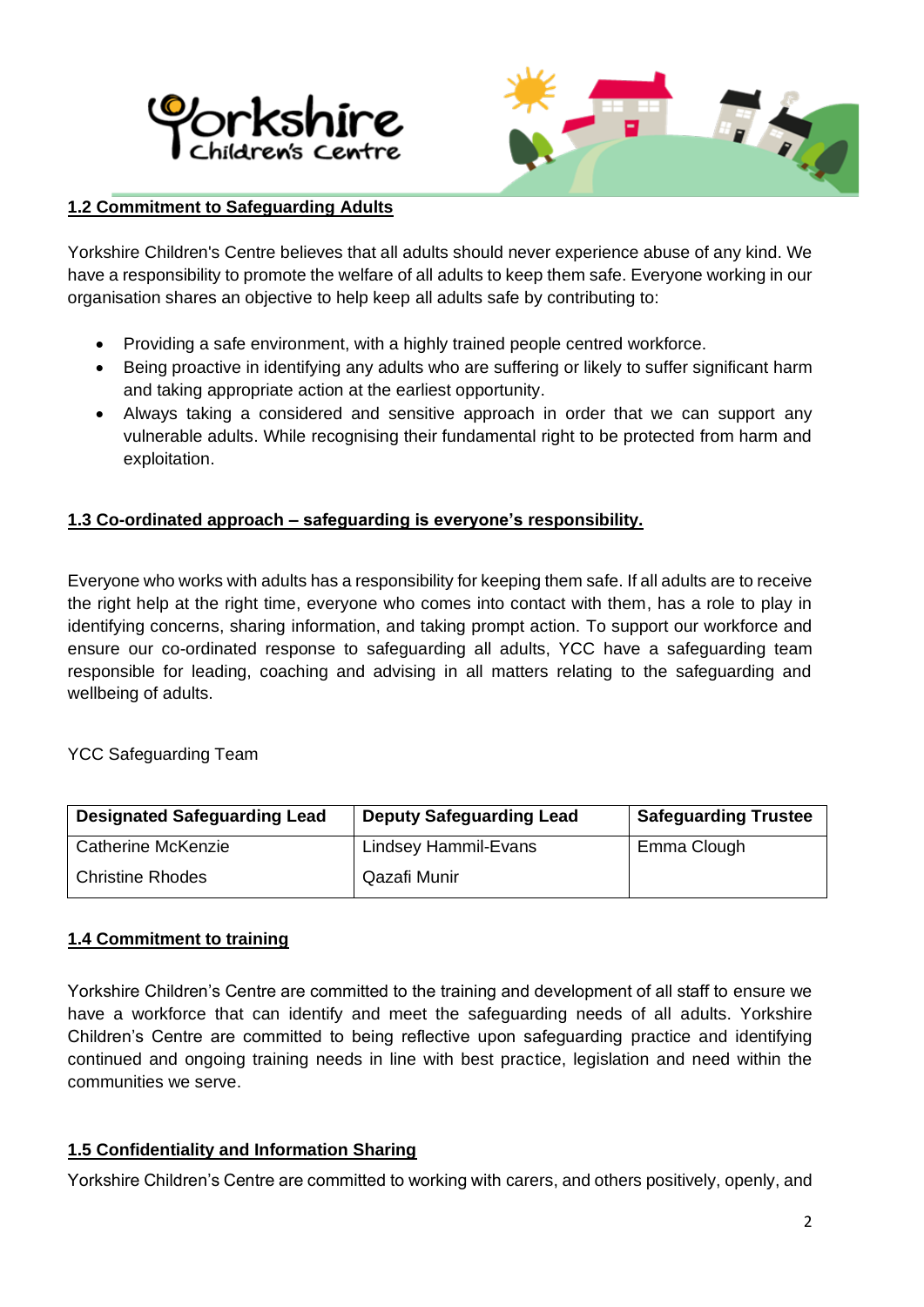## 1.2 Commitment to Safeguarding Adults

Yorkshire Children's Centre believes that all adults should never experience abuse of any kind. We have a responsibility to promote the welfare of all adults to keep them safe. Everyone working in our organisation shares an objective to help keep all adults safe by contributing to:

- Providing a safe environment, with a highly trained people centred workforce.
- Being proactive in identifying any adults who are suffering or likely to suffer significant harm and taking appropriate action at the earliest opportunity.
- Always taking a considered and sensitive approach in order that we can support any vulnerable adults. While recognising their fundamental right to be protected from harm and exploitation.

## 1.3 Co-ordinated approach – safeguarding is everyone's responsibility.

Everyone who works with adults has a responsibility for keeping them safe. If all adults are to receive the right help at the right time, everyone who comes into contact with them, has a role to play in identifying concerns, sharing information, and taking prompt action. To support our workforce and ensure our co-ordinated response to safeguarding all adults, YCC have a safeguarding team responsible for leading, coaching and advising in all matters relating to the safeguarding and wellbeing of adults.

YCC Safeguarding Team

| Designated Safeguarding Lead | Deputy Safeguarding Lead | Safeguarding Trustee |
|---|---|---|
| Catherine McKenzie<br>Christine Rhodes | Lindsey Hammil-Evans<br>Qazafi Munir | Emma Clough |

## 1.4 Commitment to training

Yorkshire Children's Centre are committed to the training and development of all staff to ensure we have a workforce that can identify and meet the safeguarding needs of all adults. Yorkshire Children's Centre are committed to being reflective upon safeguarding practice and identifying continued and ongoing training needs in line with best practice, legislation and need within the communities we serve.

## 1.5 Confidentiality and Information Sharing

Yorkshire Children's Centre are committed to working with carers, and others positively, openly, and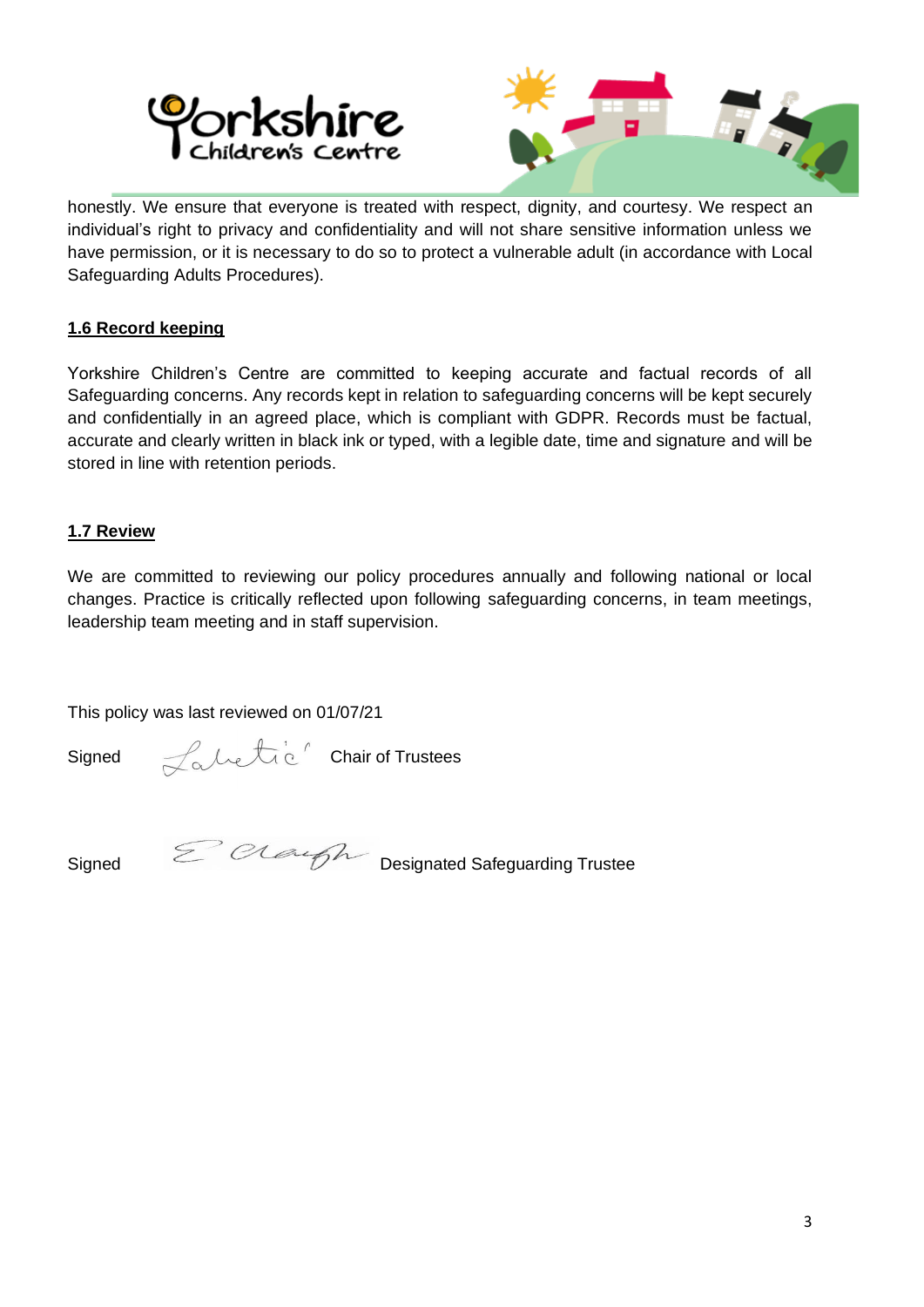honestly. We ensure that everyone is treated with respect, dignity, and courtesy. We respect an individual's right to privacy and confidentiality and will not share sensitive information unless we have permission, or it is necessary to do so to protect a vulnerable adult (in accordance with Local Safeguarding Adults Procedures).

## 1.6 Record keeping

Yorkshire Children's Centre are committed to keeping accurate and factual records of all Safeguarding concerns. Any records kept in relation to safeguarding concerns will be kept securely and confidentially in an agreed place, which is compliant with GDPR. Records must be factual, accurate and clearly written in black ink or typed, with a legible date, time and signature and will be stored in line with retention periods.

## 1.7 Review

We are committed to reviewing our policy procedures annually and following national or local changes. Practice is critically reflected upon following safeguarding concerns, in team meetings, leadership team meeting and in staff supervision.

This policy was last reviewed on 01/07/21

Signed Chair of Trustees

Signed Designated Safeguarding Trustee